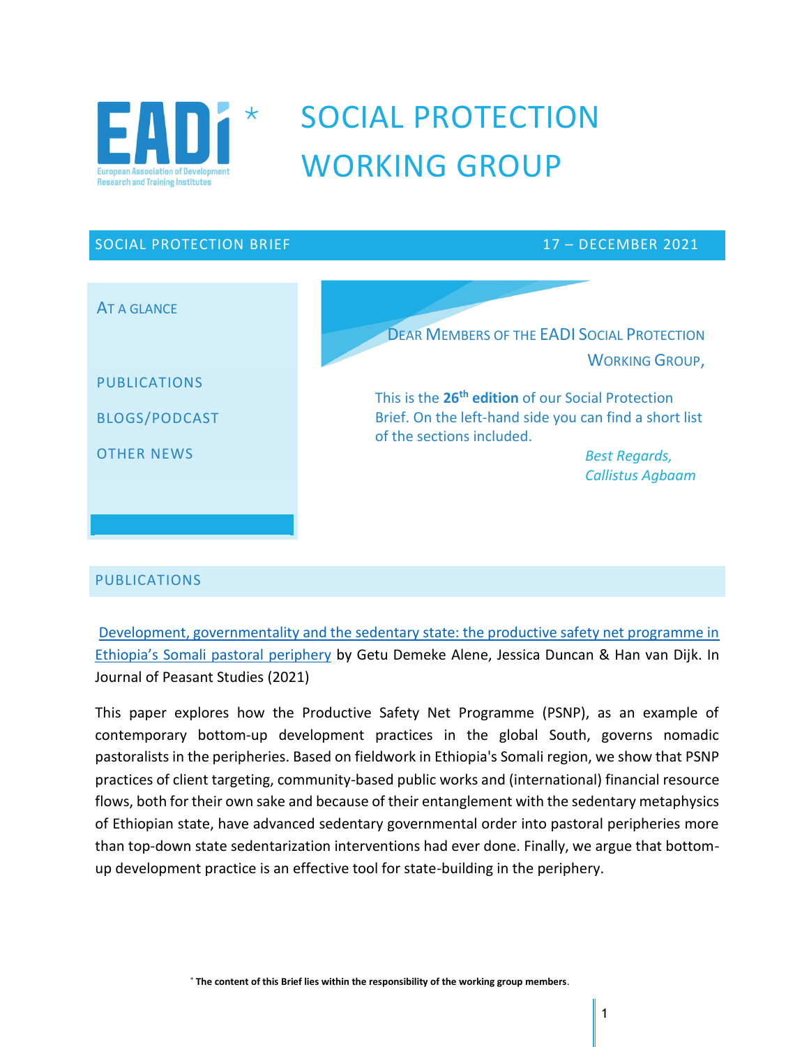# SOCIAL PROTECTION WORKING GROUP

SOCIAL PROTECTION BRIEF 17 – DECEMBER 2021

**AT A GLANCE**

- PUBLICATIONS
- BLOGS/PODCAST
- OTHER NEWS

DEAR MEMBERS OF THE EADI SOCIAL PROTECTION WORKING GROUP,

This is the **26th edition** of our Social Protection Brief. On the left-hand side you can find a short list of the sections included.

*Best Regards,*
*Callistus Agbaam*

## PUBLICATIONS

Development, governmentality and the sedentary state: the productive safety net programme in Ethiopia's Somali pastoral periphery by Getu Demeke Alene, Jessica Duncan & Han van Dijk. In Journal of Peasant Studies (2021)

This paper explores how the Productive Safety Net Programme (PSNP), as an example of contemporary bottom-up development practices in the global South, governs nomadic pastoralists in the peripheries. Based on fieldwork in Ethiopia's Somali region, we show that PSNP practices of client targeting, community-based public works and (international) financial resource flows, both for their own sake and because of their entanglement with the sedentary metaphysics of Ethiopian state, have advanced sedentary governmental order into pastoral peripheries more than top-down state sedentarization interventions had ever done. Finally, we argue that bottom-up development practice is an effective tool for state-building in the periphery.

[*] **The content of this Brief lies within the responsibility of the working group members**.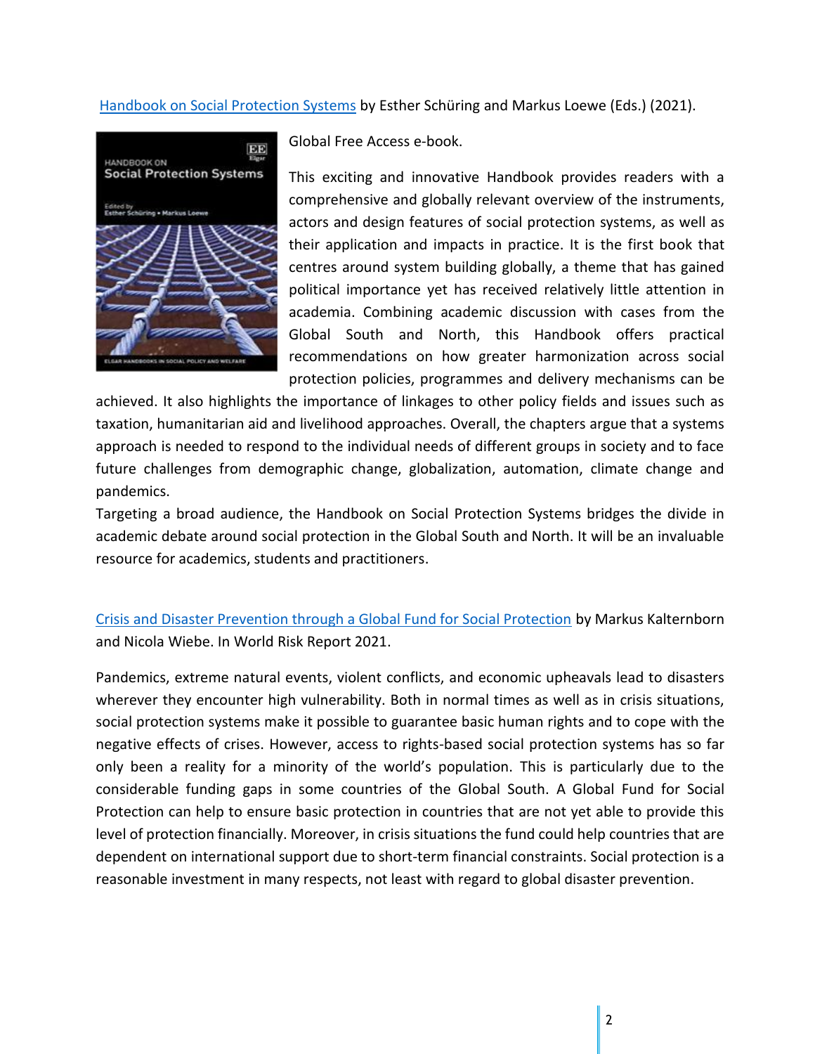[Handbook on Social Protection Systems](#) by Esther Schüring and Markus Loewe (Eds.) (2021).

Global Free Access e-book.

This exciting and innovative Handbook provides readers with a comprehensive and globally relevant overview of the instruments, actors and design features of social protection systems, as well as their application and impacts in practice. It is the first book that centres around system building globally, a theme that has gained political importance yet has received relatively little attention in academia. Combining academic discussion with cases from the Global South and North, this Handbook offers practical recommendations on how greater harmonization across social protection policies, programmes and delivery mechanisms can be achieved. It also highlights the importance of linkages to other policy fields and issues such as taxation, humanitarian aid and livelihood approaches. Overall, the chapters argue that a systems approach is needed to respond to the individual needs of different groups in society and to face future challenges from demographic change, globalization, automation, climate change and pandemics.

Targeting a broad audience, the Handbook on Social Protection Systems bridges the divide in academic debate around social protection in the Global South and North. It will be an invaluable resource for academics, students and practitioners.

[Crisis and Disaster Prevention through a Global Fund for Social Protection](#) by Markus Kalternborn and Nicola Wiebe. In World Risk Report 2021.

Pandemics, extreme natural events, violent conflicts, and economic upheavals lead to disasters wherever they encounter high vulnerability. Both in normal times as well as in crisis situations, social protection systems make it possible to guarantee basic human rights and to cope with the negative effects of crises. However, access to rights-based social protection systems has so far only been a reality for a minority of the world's population. This is particularly due to the considerable funding gaps in some countries of the Global South. A Global Fund for Social Protection can help to ensure basic protection in countries that are not yet able to provide this level of protection financially. Moreover, in crisis situations the fund could help countries that are dependent on international support due to short-term financial constraints. Social protection is a reasonable investment in many respects, not least with regard to global disaster prevention.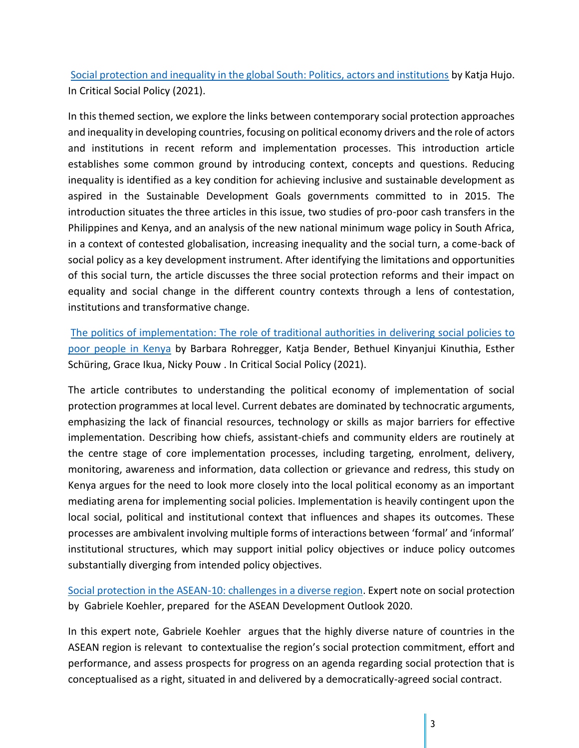[Social protection and inequality in the global South: Politics, actors and institutions]() by Katja Hujo. In Critical Social Policy (2021).

In this themed section, we explore the links between contemporary social protection approaches and inequality in developing countries, focusing on political economy drivers and the role of actors and institutions in recent reform and implementation processes. This introduction article establishes some common ground by introducing context, concepts and questions. Reducing inequality is identified as a key condition for achieving inclusive and sustainable development as aspired in the Sustainable Development Goals governments committed to in 2015. The introduction situates the three articles in this issue, two studies of pro-poor cash transfers in the Philippines and Kenya, and an analysis of the new national minimum wage policy in South Africa, in a context of contested globalisation, increasing inequality and the social turn, a come-back of social policy as a key development instrument. After identifying the limitations and opportunities of this social turn, the article discusses the three social protection reforms and their impact on equality and social change in the different country contexts through a lens of contestation, institutions and transformative change.

[The politics of implementation: The role of traditional authorities in delivering social policies to poor people in Kenya]() by Barbara Rohregger, Katja Bender, Bethuel Kinyanjui Kinuthia, Esther Schüring, Grace Ikua, Nicky Pouw . In Critical Social Policy (2021).

The article contributes to understanding the political economy of implementation of social protection programmes at local level. Current debates are dominated by technocratic arguments, emphasizing the lack of financial resources, technology or skills as major barriers for effective implementation. Describing how chiefs, assistant-chiefs and community elders are routinely at the centre stage of core implementation processes, including targeting, enrolment, delivery, monitoring, awareness and information, data collection or grievance and redress, this study on Kenya argues for the need to look more closely into the local political economy as an important mediating arena for implementing social policies. Implementation is heavily contingent upon the local social, political and institutional context that influences and shapes its outcomes. These processes are ambivalent involving multiple forms of interactions between 'formal' and 'informal' institutional structures, which may support initial policy objectives or induce policy outcomes substantially diverging from intended policy objectives.

[Social protection in the ASEAN-10: challenges in a diverse region](). Expert note on social protection by Gabriele Koehler, prepared for the ASEAN Development Outlook 2020.

In this expert note, Gabriele Koehler argues that the highly diverse nature of countries in the ASEAN region is relevant to contextualise the region's social protection commitment, effort and performance, and assess prospects for progress on an agenda regarding social protection that is conceptualised as a right, situated in and delivered by a democratically-agreed social contract.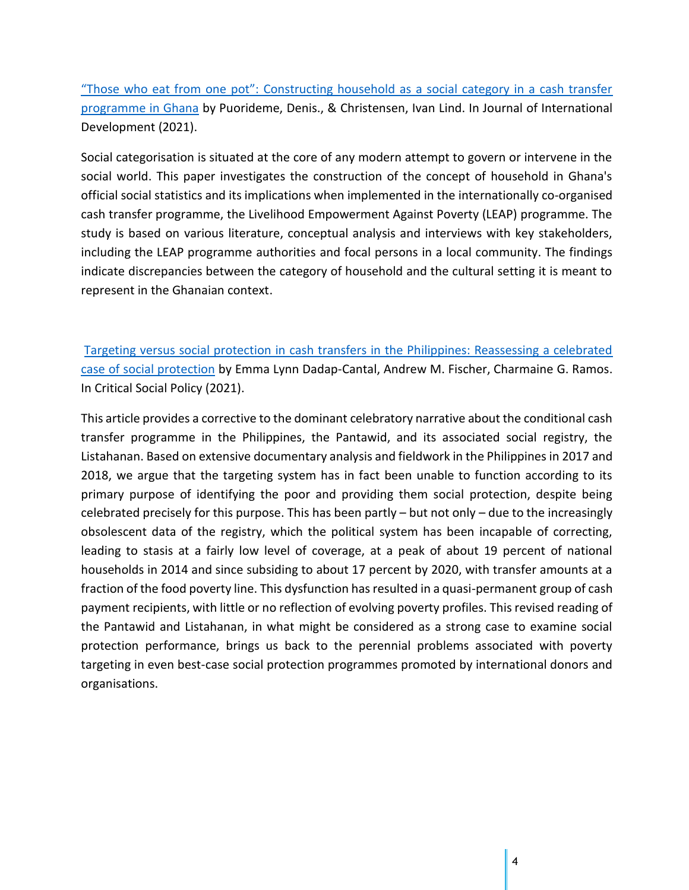"Those who eat from one pot": Constructing household as a social category in a cash transfer programme in Ghana by Puorideme, Denis., & Christensen, Ivan Lind. In Journal of International Development (2021).

Social categorisation is situated at the core of any modern attempt to govern or intervene in the social world. This paper investigates the construction of the concept of household in Ghana's official social statistics and its implications when implemented in the internationally co-organised cash transfer programme, the Livelihood Empowerment Against Poverty (LEAP) programme. The study is based on various literature, conceptual analysis and interviews with key stakeholders, including the LEAP programme authorities and focal persons in a local community. The findings indicate discrepancies between the category of household and the cultural setting it is meant to represent in the Ghanaian context.

Targeting versus social protection in cash transfers in the Philippines: Reassessing a celebrated case of social protection by Emma Lynn Dadap-Cantal, Andrew M. Fischer, Charmaine G. Ramos. In Critical Social Policy (2021).

This article provides a corrective to the dominant celebratory narrative about the conditional cash transfer programme in the Philippines, the Pantawid, and its associated social registry, the Listahanan. Based on extensive documentary analysis and fieldwork in the Philippines in 2017 and 2018, we argue that the targeting system has in fact been unable to function according to its primary purpose of identifying the poor and providing them social protection, despite being celebrated precisely for this purpose. This has been partly – but not only – due to the increasingly obsolescent data of the registry, which the political system has been incapable of correcting, leading to stasis at a fairly low level of coverage, at a peak of about 19 percent of national households in 2014 and since subsiding to about 17 percent by 2020, with transfer amounts at a fraction of the food poverty line. This dysfunction has resulted in a quasi-permanent group of cash payment recipients, with little or no reflection of evolving poverty profiles. This revised reading of the Pantawid and Listahanan, in what might be considered as a strong case to examine social protection performance, brings us back to the perennial problems associated with poverty targeting in even best-case social protection programmes promoted by international donors and organisations.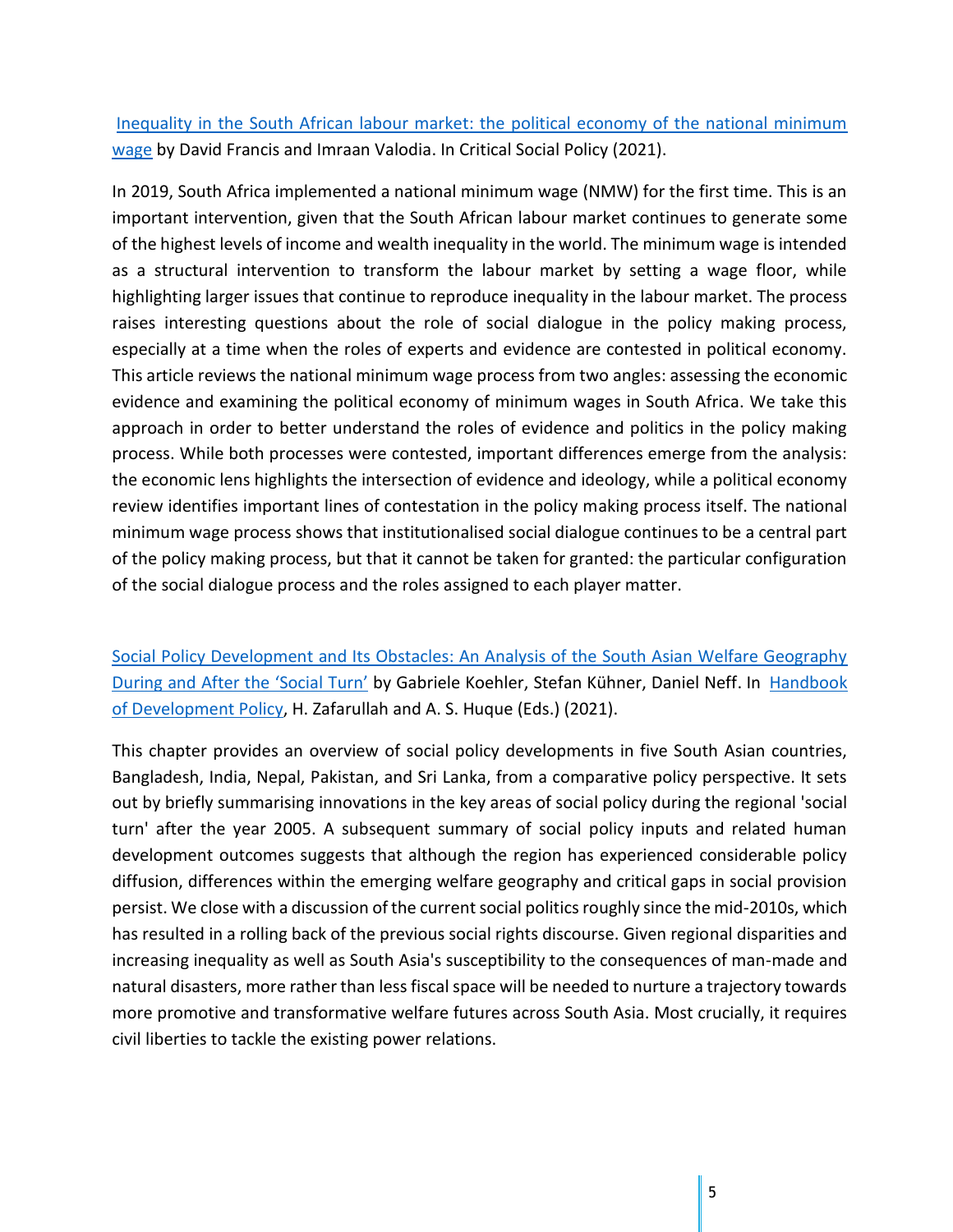[Inequality in the South African labour market: the political economy of the national minimum wage] by David Francis and Imraan Valodia. In Critical Social Policy (2021).

In 2019, South Africa implemented a national minimum wage (NMW) for the first time. This is an important intervention, given that the South African labour market continues to generate some of the highest levels of income and wealth inequality in the world. The minimum wage is intended as a structural intervention to transform the labour market by setting a wage floor, while highlighting larger issues that continue to reproduce inequality in the labour market. The process raises interesting questions about the role of social dialogue in the policy making process, especially at a time when the roles of experts and evidence are contested in political economy. This article reviews the national minimum wage process from two angles: assessing the economic evidence and examining the political economy of minimum wages in South Africa. We take this approach in order to better understand the roles of evidence and politics in the policy making process. While both processes were contested, important differences emerge from the analysis: the economic lens highlights the intersection of evidence and ideology, while a political economy review identifies important lines of contestation in the policy making process itself. The national minimum wage process shows that institutionalised social dialogue continues to be a central part of the policy making process, but that it cannot be taken for granted: the particular configuration of the social dialogue process and the roles assigned to each player matter.

[Social Policy Development and Its Obstacles: An Analysis of the South Asian Welfare Geography During and After the 'Social Turn'] by Gabriele Koehler, Stefan Kühner, Daniel Neff. In [Handbook of Development Policy], H. Zafarullah and A. S. Huque (Eds.) (2021).

This chapter provides an overview of social policy developments in five South Asian countries, Bangladesh, India, Nepal, Pakistan, and Sri Lanka, from a comparative policy perspective. It sets out by briefly summarising innovations in the key areas of social policy during the regional 'social turn' after the year 2005. A subsequent summary of social policy inputs and related human development outcomes suggests that although the region has experienced considerable policy diffusion, differences within the emerging welfare geography and critical gaps in social provision persist. We close with a discussion of the current social politics roughly since the mid-2010s, which has resulted in a rolling back of the previous social rights discourse. Given regional disparities and increasing inequality as well as South Asia's susceptibility to the consequences of man-made and natural disasters, more rather than less fiscal space will be needed to nurture a trajectory towards more promotive and transformative welfare futures across South Asia. Most crucially, it requires civil liberties to tackle the existing power relations.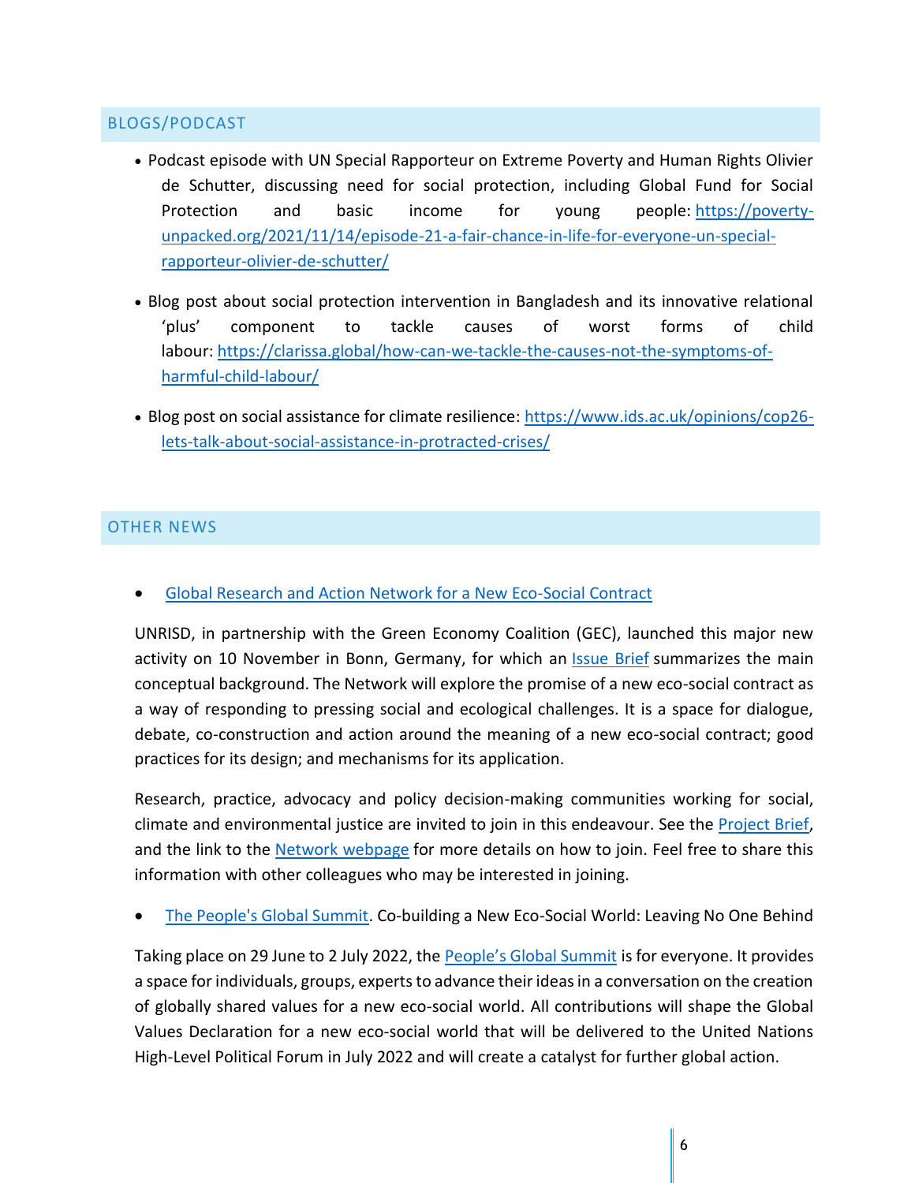## BLOGS/PODCAST

- Podcast episode with UN Special Rapporteur on Extreme Poverty and Human Rights Olivier de Schutter, discussing need for social protection, including Global Fund for Social Protection and basic income for young people: [https://poverty-unpacked.org/2021/11/14/episode-21-a-fair-chance-in-life-for-everyone-un-special-rapporteur-olivier-de-schutter/](https://poverty-unpacked.org/2021/11/14/episode-21-a-fair-chance-in-life-for-everyone-un-special-rapporteur-olivier-de-schutter/)

- Blog post about social protection intervention in Bangladesh and its innovative relational 'plus' component to tackle causes of worst forms of child labour: [https://clarissa.global/how-can-we-tackle-the-causes-not-the-symptoms-of-harmful-child-labour/](https://clarissa.global/how-can-we-tackle-the-causes-not-the-symptoms-of-harmful-child-labour/)

- Blog post on social assistance for climate resilience: [https://www.ids.ac.uk/opinions/cop26-lets-talk-about-social-assistance-in-protracted-crises/](https://www.ids.ac.uk/opinions/cop26-lets-talk-about-social-assistance-in-protracted-crises/)

## OTHER NEWS

- Global Research and Action Network for a New Eco-Social Contract

UNRISD, in partnership with the Green Economy Coalition (GEC), launched this major new activity on 10 November in Bonn, Germany, for which an Issue Brief summarizes the main conceptual background. The Network will explore the promise of a new eco-social contract as a way of responding to pressing social and ecological challenges. It is a space for dialogue, debate, co-construction and action around the meaning of a new eco-social contract; good practices for its design; and mechanisms for its application.

Research, practice, advocacy and policy decision-making communities working for social, climate and environmental justice are invited to join in this endeavour. See the Project Brief, and the link to the Network webpage for more details on how to join. Feel free to share this information with other colleagues who may be interested in joining.

- The People's Global Summit. Co-building a New Eco-Social World: Leaving No One Behind

Taking place on 29 June to 2 July 2022, the People's Global Summit is for everyone. It provides a space for individuals, groups, experts to advance their ideas in a conversation on the creation of globally shared values for a new eco-social world. All contributions will shape the Global Values Declaration for a new eco-social world that will be delivered to the United Nations High-Level Political Forum in July 2022 and will create a catalyst for further global action.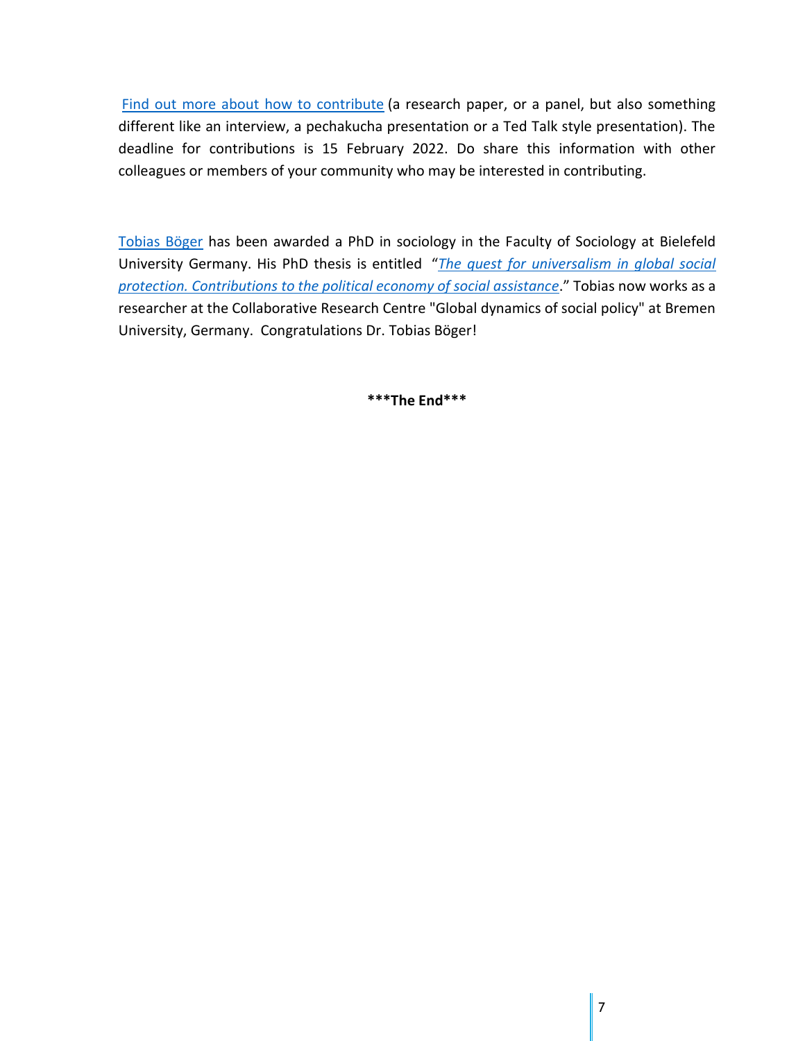Find out more about how to contribute (a research paper, or a panel, but also something different like an interview, a pechakucha presentation or a Ted Talk style presentation). The deadline for contributions is 15 February 2022. Do share this information with other colleagues or members of your community who may be interested in contributing.

Tobias Böger has been awarded a PhD in sociology in the Faculty of Sociology at Bielefeld University Germany. His PhD thesis is entitled "*The quest for universalism in global social protection. Contributions to the political economy of social assistance*." Tobias now works as a researcher at the Collaborative Research Centre "Global dynamics of social policy" at Bremen University, Germany. Congratulations Dr. Tobias Böger!

**\*\*\*The End\*\*\***